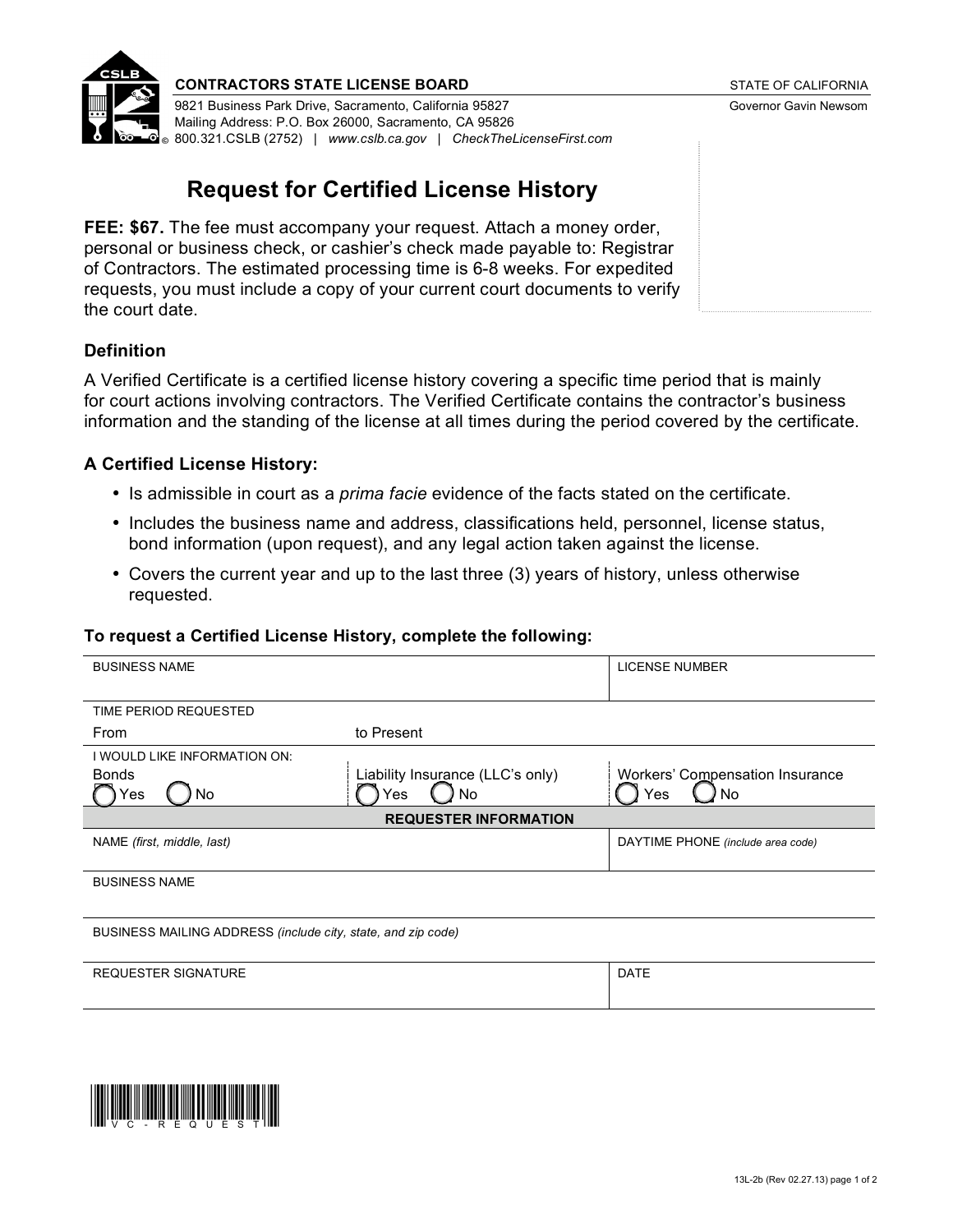**CONTRACTORS STATE LICENSE BOARD**

9821 Business Park Drive, Sacramento, California 95827
Mailing Address: P.O. Box 26000, Sacramento, CA 95826
800.321.CSLB (2752) | *www.cslb.ca.gov* | *CheckTheLicenseFirst.com*

STATE OF CALIFORNIA
Governor Gavin Newsom

# Request for Certified License History

**FEE: $67.** The fee must accompany your request. Attach a money order, personal or business check, or cashier's check made payable to: Registrar of Contractors. The estimated processing time is 6-8 weeks. For expedited requests, you must include a copy of your current court documents to verify the court date.

### Definition

A Verified Certificate is a certified license history covering a specific time period that is mainly for court actions involving contractors. The Verified Certificate contains the contractor's business information and the standing of the license at all times during the period covered by the certificate.

### A Certified License History:

- Is admissible in court as a *prima facie* evidence of the facts stated on the certificate.
- Includes the business name and address, classifications held, personnel, license status, bond information (upon request), and any legal action taken against the license.
- Covers the current year and up to the last three (3) years of history, unless otherwise requested.

**To request a Certified License History, complete the following:**

| BUSINESS NAME | | LICENSE NUMBER |
|---|---|---|
| TIME PERIOD REQUESTED<br>From | to Present | |
| I WOULD LIKE INFORMATION ON:<br>Bonds<br>◯ Yes ◯ No | Liability Insurance (LLC's only)<br>◯ Yes ◯ No | Workers' Compensation Insurance<br>◯ Yes ◯ No |
| **REQUESTER INFORMATION** | | |
| NAME *(first, middle, last)* | | DAYTIME PHONE *(include area code)* |
| BUSINESS NAME | | |
| BUSINESS MAILING ADDRESS *(include city, state, and zip code)* | | |
| REQUESTER SIGNATURE | | DATE |

VC-REQUEST

13L-2b (Rev 02.27.13)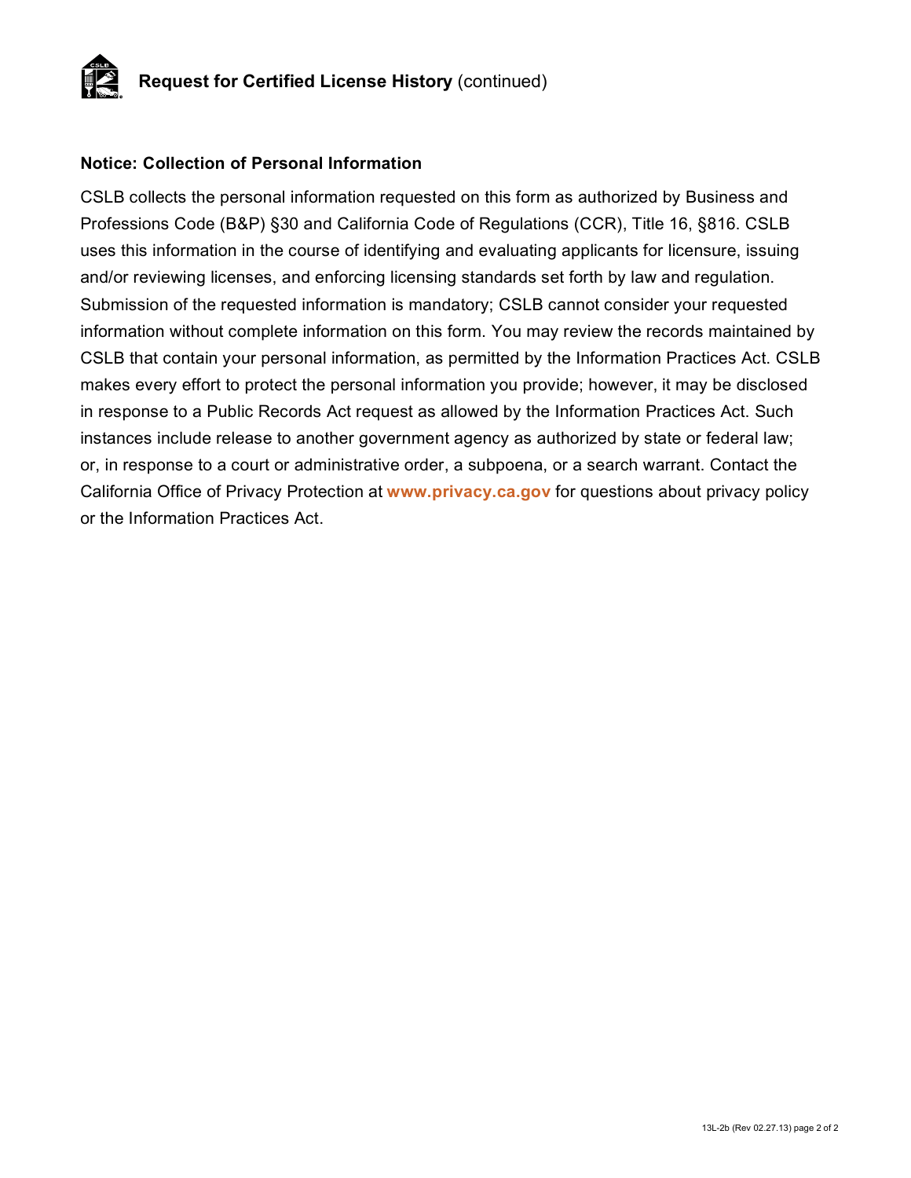**Request for Certified License History** (continued)

**Notice: Collection of Personal Information**

CSLB collects the personal information requested on this form as authorized by Business and Professions Code (B&P) §30 and California Code of Regulations (CCR), Title 16, §816. CSLB uses this information in the course of identifying and evaluating applicants for licensure, issuing and/or reviewing licenses, and enforcing licensing standards set forth by law and regulation. Submission of the requested information is mandatory; CSLB cannot consider your requested information without complete information on this form. You may review the records maintained by CSLB that contain your personal information, as permitted by the Information Practices Act. CSLB makes every effort to protect the personal information you provide; however, it may be disclosed in response to a Public Records Act request as allowed by the Information Practices Act. Such instances include release to another government agency as authorized by state or federal law; or, in response to a court or administrative order, a subpoena, or a search warrant. Contact the California Office of Privacy Protection at **www.privacy.ca.gov** for questions about privacy policy or the Information Practices Act.

13L-2b (Rev 02.27.13)